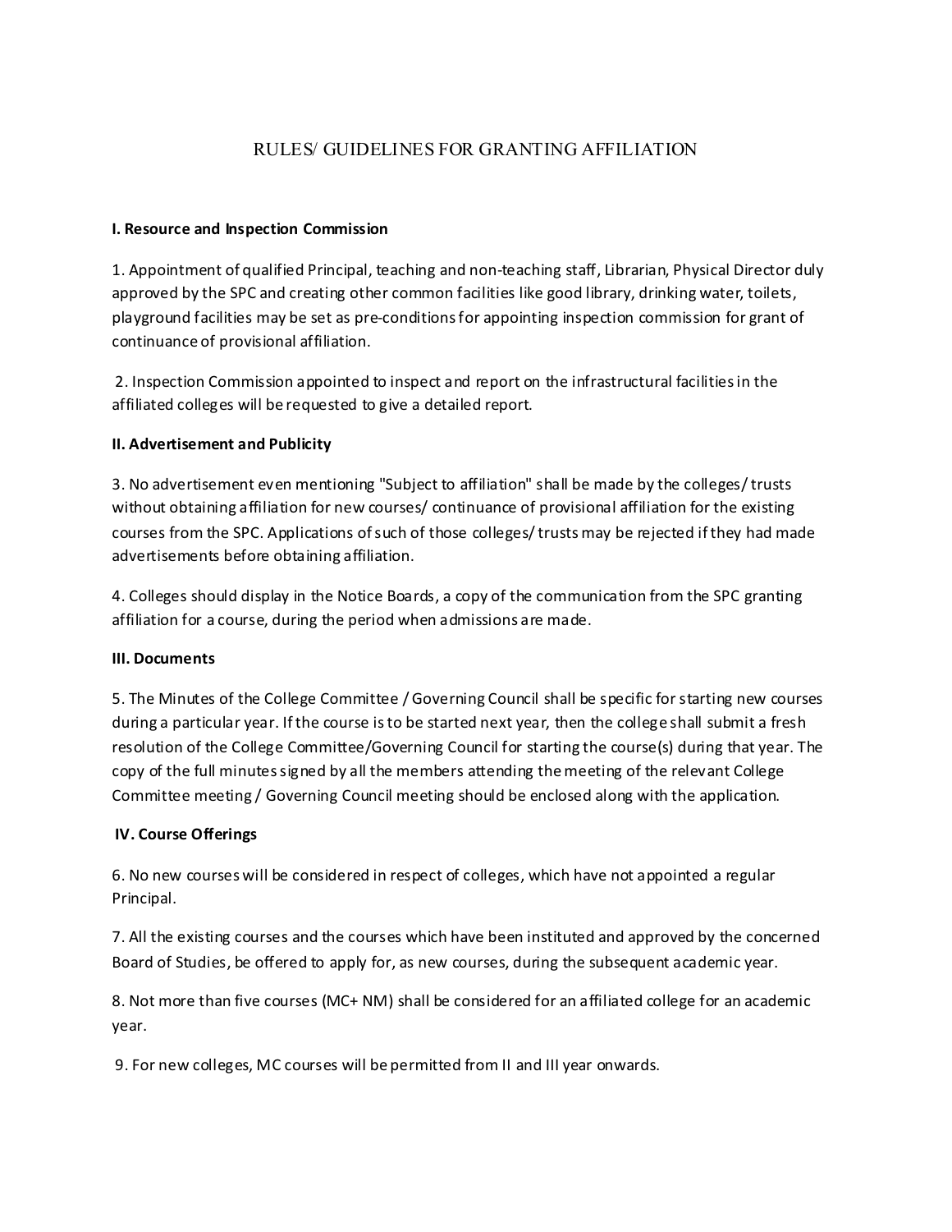# RULES/ GUIDELINES FOR GRANTING AFFILIATION

**I. Resource and Inspection Commission**

1. Appointment of qualified Principal, teaching and non-teaching staff, Librarian, Physical Director duly approved by the SPC and creating other common facilities like good library, drinking water, toilets, playground facilities may be set as pre-conditions for appointing inspection commission for grant of continuance of provisional affiliation.

2. Inspection Commission appointed to inspect and report on the infrastructural facilities in the affiliated colleges will be requested to give a detailed report.

**II. Advertisement and Publicity**

3. No advertisement even mentioning "Subject to affiliation" shall be made by the colleges/ trusts without obtaining affiliation for new courses/ continuance of provisional affiliation for the existing courses from the SPC. Applications of such of those colleges/ trusts may be rejected if they had made advertisements before obtaining affiliation.

4. Colleges should display in the Notice Boards, a copy of the communication from the SPC granting affiliation for a course, during the period when admissions are made.

**III. Documents**

5. The Minutes of the College Committee / Governing Council shall be specific for starting new courses during a particular year. If the course is to be started next year, then the college shall submit a fresh resolution of the College Committee/Governing Council for starting the course(s) during that year. The copy of the full minutes signed by all the members attending the meeting of the relevant College Committee meeting / Governing Council meeting should be enclosed along with the application.

**IV. Course Offerings**

6. No new courses will be considered in respect of colleges, which have not appointed a regular Principal.

7. All the existing courses and the courses which have been instituted and approved by the concerned Board of Studies, be offered to apply for, as new courses, during the subsequent academic year.

8. Not more than five courses (MC+ NM) shall be considered for an affiliated college for an academic year.

9. For new colleges, MC courses will be permitted from II and III year onwards.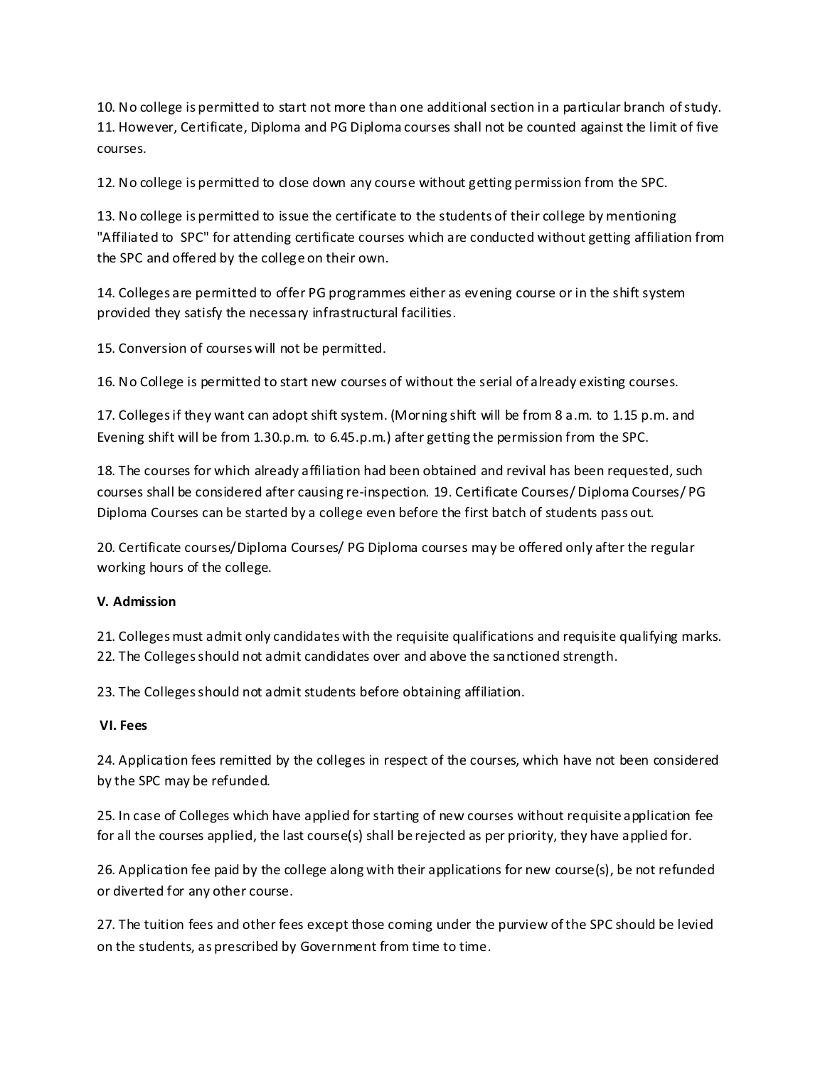10. No college is permitted to start not more than one additional section in a particular branch of study.
11. However, Certificate, Diploma and PG Diploma courses shall not be counted against the limit of five courses.

12. No college is permitted to close down any course without getting permission from the SPC.

13. No college is permitted to issue the certificate to the students of their college by mentioning "Affiliated to SPC" for attending certificate courses which are conducted without getting affiliation from the SPC and offered by the college on their own.

14. Colleges are permitted to offer PG programmes either as evening course or in the shift system provided they satisfy the necessary infrastructural facilities.

15. Conversion of courses will not be permitted.

16. No College is permitted to start new courses of without the serial of already existing courses.

17. Colleges if they want can adopt shift system. (Morning shift will be from 8 a.m. to 1.15 p.m. and Evening shift will be from 1.30.p.m. to 6.45.p.m.) after getting the permission from the SPC.

18. The courses for which already affiliation had been obtained and revival has been requested, such courses shall be considered after causing re-inspection. 19. Certificate Courses/ Diploma Courses/ PG Diploma Courses can be started by a college even before the first batch of students pass out.

20. Certificate courses/Diploma Courses/ PG Diploma courses may be offered only after the regular working hours of the college.

**V. Admission**

21. Colleges must admit only candidates with the requisite qualifications and requisite qualifying marks.
22. The Colleges should not admit candidates over and above the sanctioned strength.

23. The Colleges should not admit students before obtaining affiliation.

**VI. Fees**

24. Application fees remitted by the colleges in respect of the courses, which have not been considered by the SPC may be refunded.

25. In case of Colleges which have applied for starting of new courses without requisite application fee for all the courses applied, the last course(s) shall be rejected as per priority, they have applied for.

26. Application fee paid by the college along with their applications for new course(s), be not refunded or diverted for any other course.

27. The tuition fees and other fees except those coming under the purview of the SPC should be levied on the students, as prescribed by Government from time to time.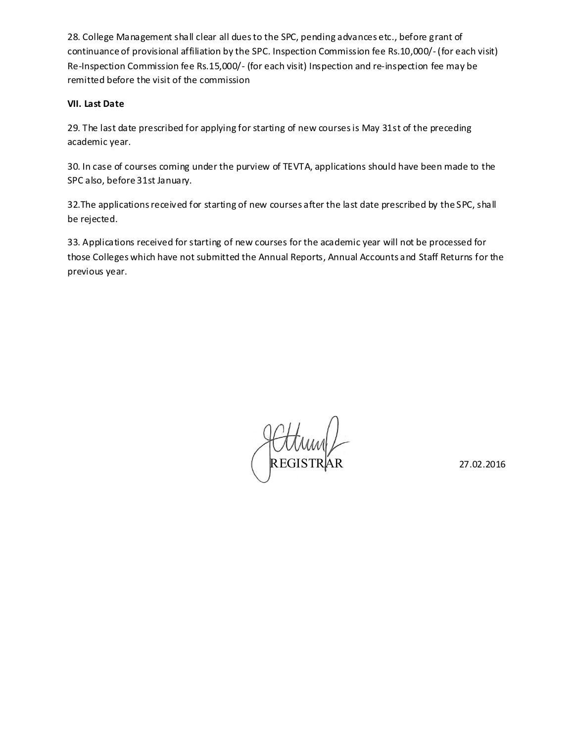28. College Management shall clear all dues to the SPC, pending advances etc., before grant of continuance of provisional affiliation by the SPC. Inspection Commission fee Rs.10,000/- (for each visit) Re-Inspection Commission fee Rs.15,000/- (for each visit) Inspection and re-inspection fee may be remitted before the visit of the commission

**VII. Last Date**

29. The last date prescribed for applying for starting of new courses is May 31st of the preceding academic year.

30. In case of courses coming under the purview of TEVTA, applications should have been made to the SPC also, before 31st January.

32.The applications received for starting of new courses after the last date prescribed by the SPC, shall be rejected.

33. Applications received for starting of new courses for the academic year will not be processed for those Colleges which have not submitted the Annual Reports, Annual Accounts and Staff Returns for the previous year.

REGISTRAR 27.02.2016